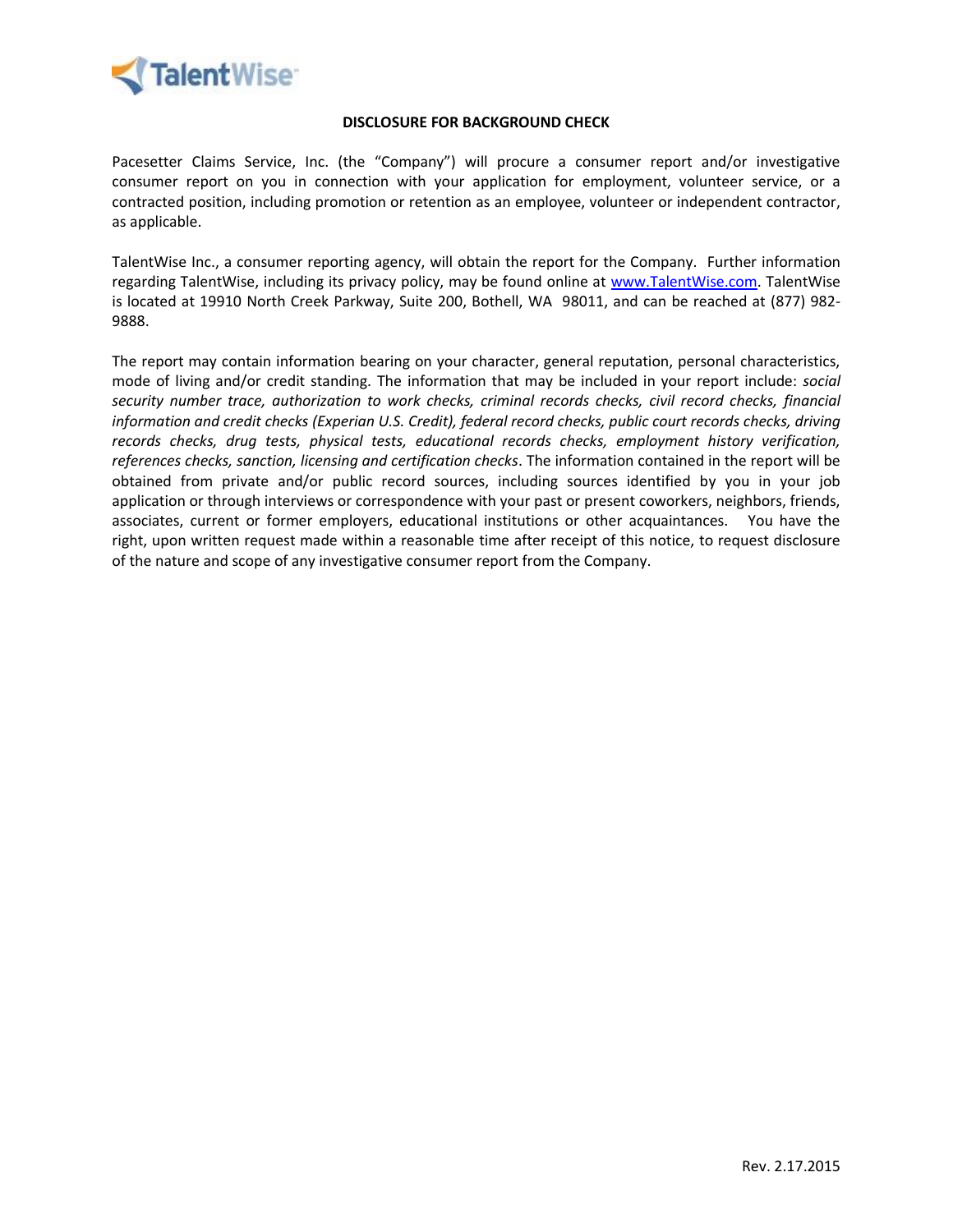TalentWise

## DISCLOSURE FOR BACKGROUND CHECK

Pacesetter Claims Service, Inc. (the "Company") will procure a consumer report and/or investigative consumer report on you in connection with your application for employment, volunteer service, or a contracted position, including promotion or retention as an employee, volunteer or independent contractor, as applicable.

TalentWise Inc., a consumer reporting agency, will obtain the report for the Company. Further information regarding TalentWise, including its privacy policy, may be found online at [www.TalentWise.com](http://www.TalentWise.com). TalentWise is located at 19910 North Creek Parkway, Suite 200, Bothell, WA 98011, and can be reached at (877) 982-9888.

The report may contain information bearing on your character, general reputation, personal characteristics, mode of living and/or credit standing. The information that may be included in your report include: *social security number trace, authorization to work checks, criminal records checks, civil record checks, financial information and credit checks (Experian U.S. Credit), federal record checks, public court records checks, driving records checks, drug tests, physical tests, educational records checks, employment history verification, references checks, sanction, licensing and certification checks*. The information contained in the report will be obtained from private and/or public record sources, including sources identified by you in your job application or through interviews or correspondence with your past or present coworkers, neighbors, friends, associates, current or former employers, educational institutions or other acquaintances. You have the right, upon written request made within a reasonable time after receipt of this notice, to request disclosure of the nature and scope of any investigative consumer report from the Company.

Rev. 2.17.2015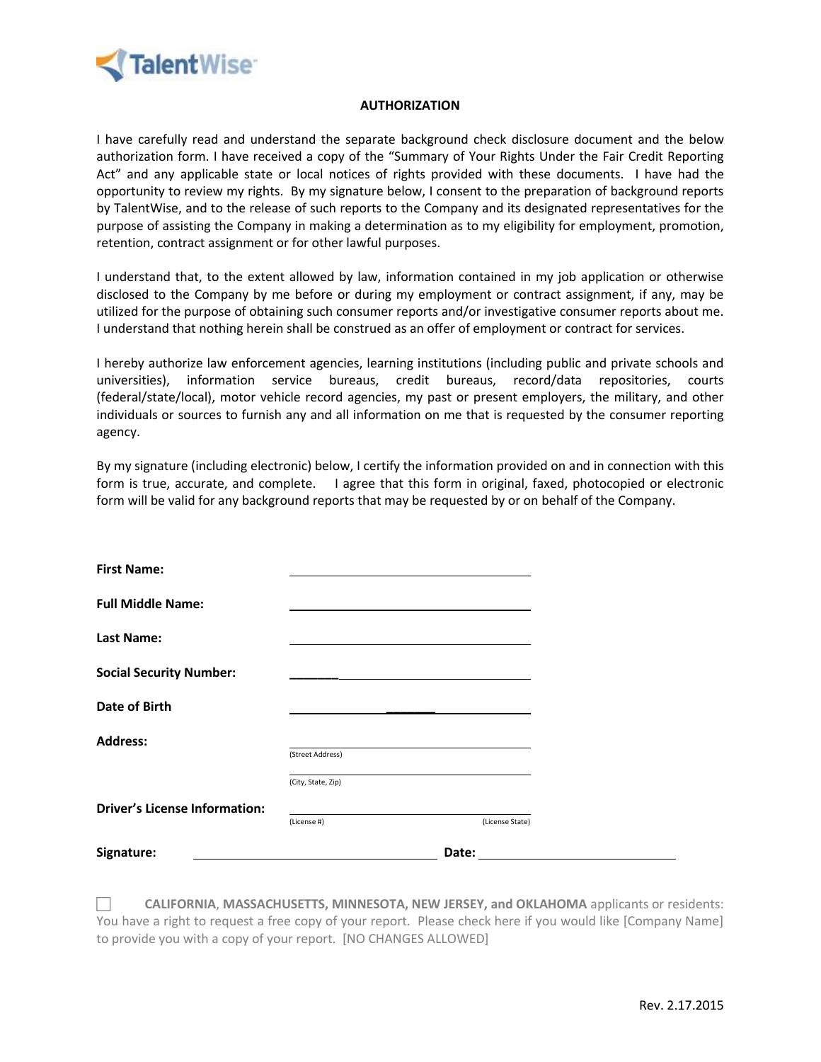TalentWise

# AUTHORIZATION

I have carefully read and understand the separate background check disclosure document and the below authorization form. I have received a copy of the "Summary of Your Rights Under the Fair Credit Reporting Act" and any applicable state or local notices of rights provided with these documents. I have had the opportunity to review my rights. By my signature below, I consent to the preparation of background reports by TalentWise, and to the release of such reports to the Company and its designated representatives for the purpose of assisting the Company in making a determination as to my eligibility for employment, promotion, retention, contract assignment or for other lawful purposes.

I understand that, to the extent allowed by law, information contained in my job application or otherwise disclosed to the Company by me before or during my employment or contract assignment, if any, may be utilized for the purpose of obtaining such consumer reports and/or investigative consumer reports about me. I understand that nothing herein shall be construed as an offer of employment or contract for services.

I hereby authorize law enforcement agencies, learning institutions (including public and private schools and universities), information service bureaus, credit bureaus, record/data repositories, courts (federal/state/local), motor vehicle record agencies, my past or present employers, the military, and other individuals or sources to furnish any and all information on me that is requested by the consumer reporting agency.

By my signature (including electronic) below, I certify the information provided on and in connection with this form is true, accurate, and complete. I agree that this form in original, faxed, photocopied or electronic form will be valid for any background reports that may be requested by or on behalf of the Company.

**First Name:** ______________________________

**Full Middle Name:** ______________________________

**Last Name:** ______________________________

**Social Security Number:** ______________________________

**Date of Birth** ______________________________

**Address:** ______________________________
(Street Address)

______________________________
(City, State, Zip)

**Driver's License Information:** ______________________________
(License #) (License State)

**Signature:** ______________________________ **Date:** ______________________________

☐ **CALIFORNIA**, **MASSACHUSETTS, MINNESOTA, NEW JERSEY, and OKLAHOMA** applicants or residents: You have a right to request a free copy of your report. Please check here if you would like [Company Name] to provide you with a copy of your report. [NO CHANGES ALLOWED]

Rev. 2.17.2015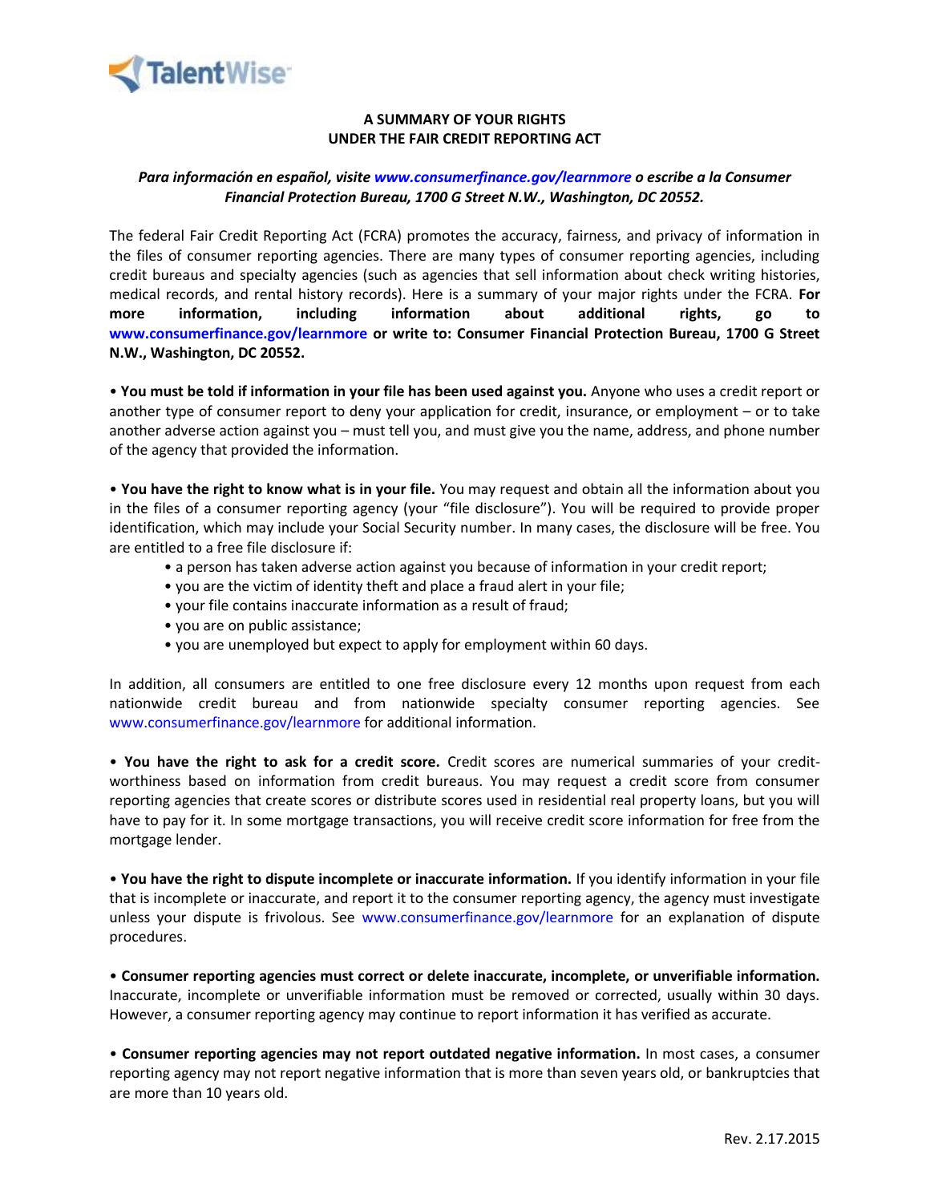TalentWise

# A SUMMARY OF YOUR RIGHTS UNDER THE FAIR CREDIT REPORTING ACT

*Para información en español, visite www.consumerfinance.gov/learnmore o escribe a la Consumer Financial Protection Bureau, 1700 G Street N.W., Washington, DC 20552.*

The federal Fair Credit Reporting Act (FCRA) promotes the accuracy, fairness, and privacy of information in the files of consumer reporting agencies. There are many types of consumer reporting agencies, including credit bureaus and specialty agencies (such as agencies that sell information about check writing histories, medical records, and rental history records). Here is a summary of your major rights under the FCRA. **For more information, including information about additional rights, go to www.consumerfinance.gov/learnmore or write to: Consumer Financial Protection Bureau, 1700 G Street N.W., Washington, DC 20552.**

• **You must be told if information in your file has been used against you.** Anyone who uses a credit report or another type of consumer report to deny your application for credit, insurance, or employment – or to take another adverse action against you – must tell you, and must give you the name, address, and phone number of the agency that provided the information.

• **You have the right to know what is in your file.** You may request and obtain all the information about you in the files of a consumer reporting agency (your "file disclosure"). You will be required to provide proper identification, which may include your Social Security number. In many cases, the disclosure will be free. You are entitled to a free file disclosure if:

- a person has taken adverse action against you because of information in your credit report;
- you are the victim of identity theft and place a fraud alert in your file;
- your file contains inaccurate information as a result of fraud;
- you are on public assistance;
- you are unemployed but expect to apply for employment within 60 days.

In addition, all consumers are entitled to one free disclosure every 12 months upon request from each nationwide credit bureau and from nationwide specialty consumer reporting agencies. See www.consumerfinance.gov/learnmore for additional information.

• **You have the right to ask for a credit score.** Credit scores are numerical summaries of your credit-worthiness based on information from credit bureaus. You may request a credit score from consumer reporting agencies that create scores or distribute scores used in residential real property loans, but you will have to pay for it. In some mortgage transactions, you will receive credit score information for free from the mortgage lender.

• **You have the right to dispute incomplete or inaccurate information.** If you identify information in your file that is incomplete or inaccurate, and report it to the consumer reporting agency, the agency must investigate unless your dispute is frivolous. See www.consumerfinance.gov/learnmore for an explanation of dispute procedures.

• **Consumer reporting agencies must correct or delete inaccurate, incomplete, or unverifiable information.** Inaccurate, incomplete or unverifiable information must be removed or corrected, usually within 30 days. However, a consumer reporting agency may continue to report information it has verified as accurate.

• **Consumer reporting agencies may not report outdated negative information.** In most cases, a consumer reporting agency may not report negative information that is more than seven years old, or bankruptcies that are more than 10 years old.

Rev. 2.17.2015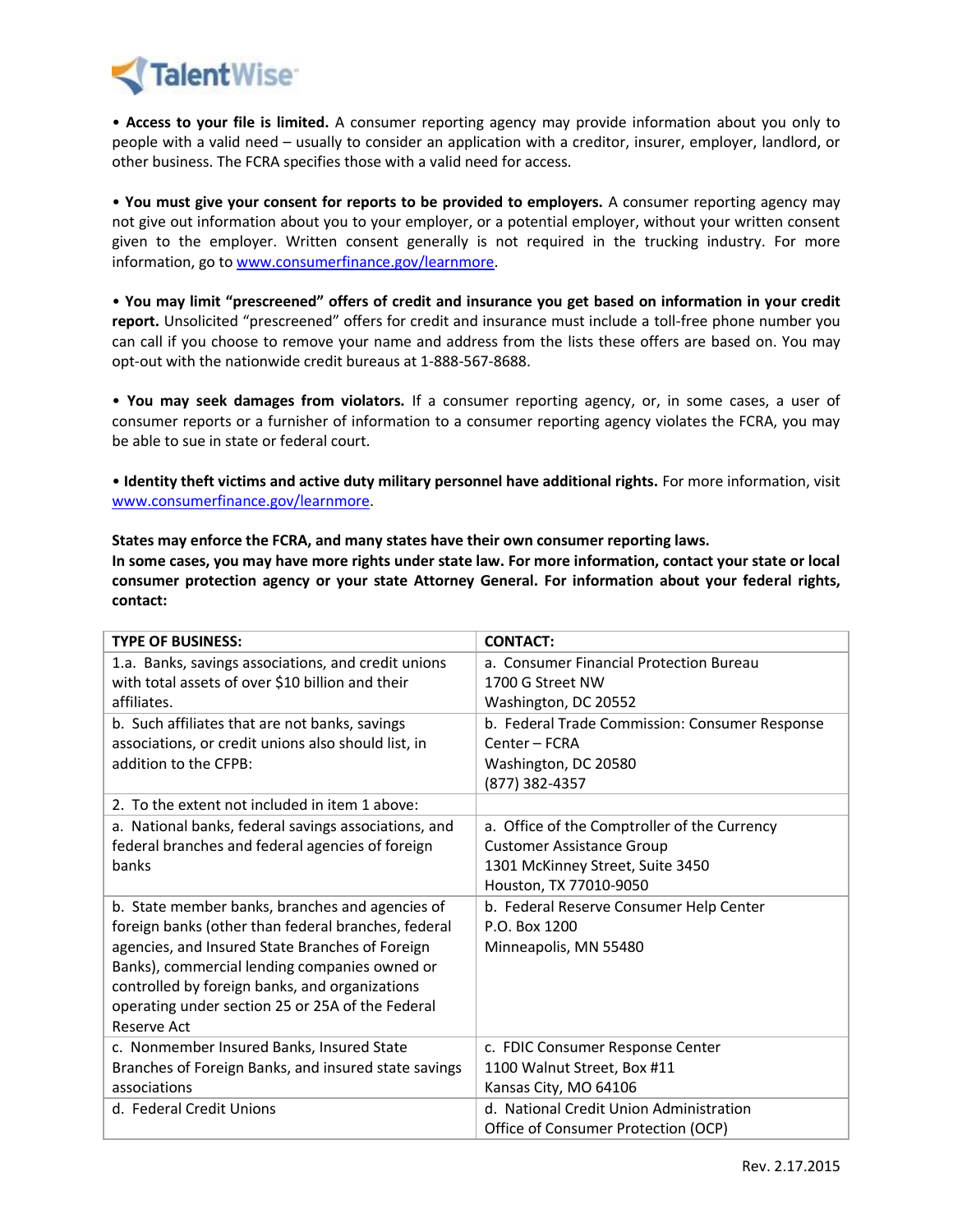TalentWise

• **Access to your file is limited.** A consumer reporting agency may provide information about you only to people with a valid need – usually to consider an application with a creditor, insurer, employer, landlord, or other business. The FCRA specifies those with a valid need for access.

• **You must give your consent for reports to be provided to employers.** A consumer reporting agency may not give out information about you to your employer, or a potential employer, without your written consent given to the employer. Written consent generally is not required in the trucking industry. For more information, go to www.consumerfinance.gov/learnmore.

• **You may limit "prescreened" offers of credit and insurance you get based on information in your credit report.** Unsolicited "prescreened" offers for credit and insurance must include a toll-free phone number you can call if you choose to remove your name and address from the lists these offers are based on. You may opt-out with the nationwide credit bureaus at 1-888-567-8688.

• **You may seek damages from violators.** If a consumer reporting agency, or, in some cases, a user of consumer reports or a furnisher of information to a consumer reporting agency violates the FCRA, you may be able to sue in state or federal court.

• **Identity theft victims and active duty military personnel have additional rights.** For more information, visit www.consumerfinance.gov/learnmore.

**States may enforce the FCRA, and many states have their own consumer reporting laws.**
**In some cases, you may have more rights under state law. For more information, contact your state or local consumer protection agency or your state Attorney General. For information about your federal rights, contact:**

| TYPE OF BUSINESS: | CONTACT: |
|---|---|
| 1.a. Banks, savings associations, and credit unions with total assets of over $10 billion and their affiliates. | a. Consumer Financial Protection Bureau<br>1700 G Street NW<br>Washington, DC 20552 |
| b. Such affiliates that are not banks, savings associations, or credit unions also should list, in addition to the CFPB: | b. Federal Trade Commission: Consumer Response Center – FCRA<br>Washington, DC 20580<br>(877) 382-4357 |
| 2. To the extent not included in item 1 above: | |
| a. National banks, federal savings associations, and federal branches and federal agencies of foreign banks | a. Office of the Comptroller of the Currency<br>Customer Assistance Group<br>1301 McKinney Street, Suite 3450<br>Houston, TX 77010-9050 |
| b. State member banks, branches and agencies of foreign banks (other than federal branches, federal agencies, and Insured State Branches of Foreign Banks), commercial lending companies owned or controlled by foreign banks, and organizations operating under section 25 or 25A of the Federal Reserve Act | b. Federal Reserve Consumer Help Center<br>P.O. Box 1200<br>Minneapolis, MN 55480 |
| c. Nonmember Insured Banks, Insured State Branches of Foreign Banks, and insured state savings associations | c. FDIC Consumer Response Center<br>1100 Walnut Street, Box #11<br>Kansas City, MO 64106 |
| d. Federal Credit Unions | d. National Credit Union Administration<br>Office of Consumer Protection (OCP) |

Rev. 2.17.2015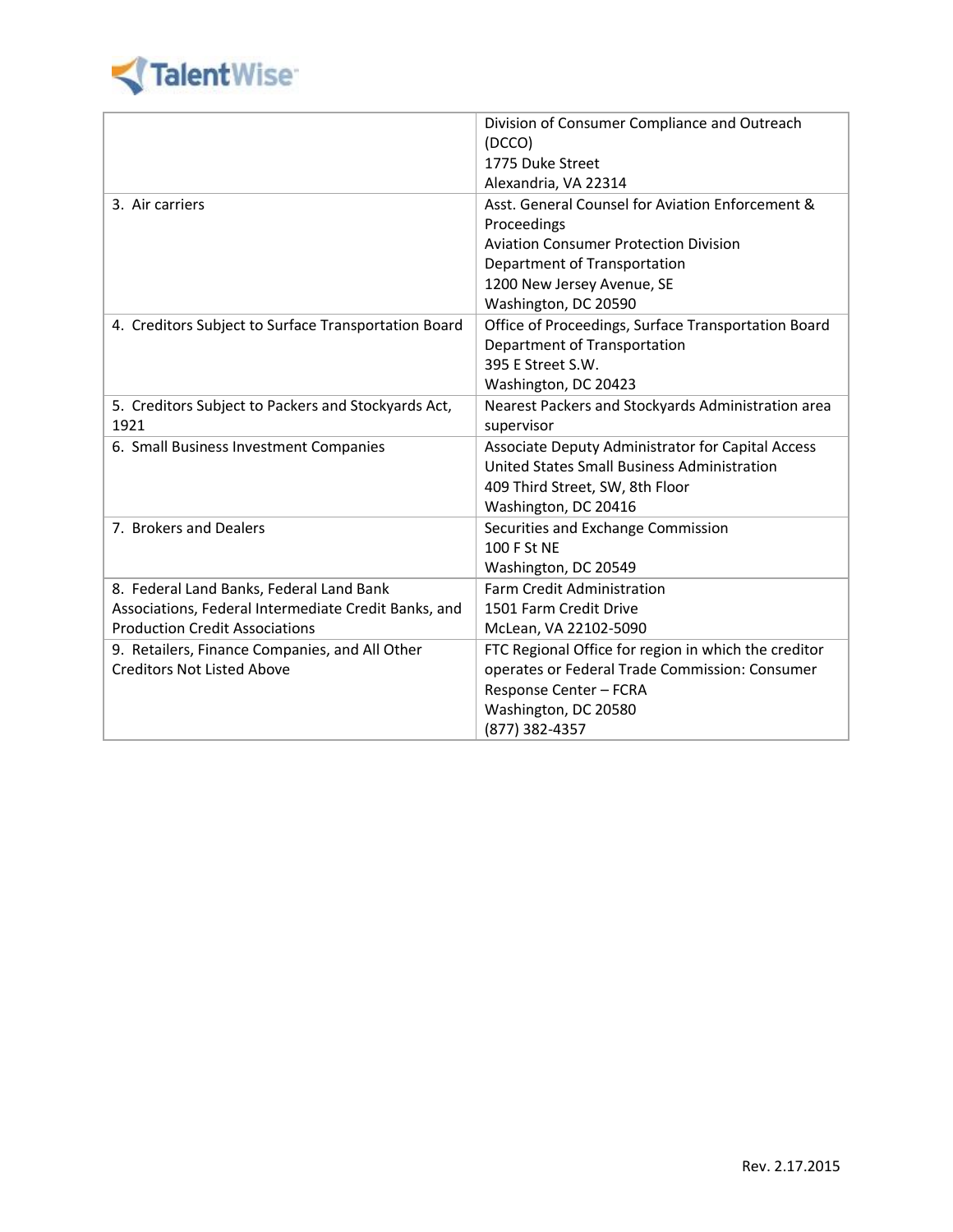| | |
|---|---|
| | Division of Consumer Compliance and Outreach (DCCO)<br>1775 Duke Street<br>Alexandria, VA 22314 |
| 3. Air carriers | Asst. General Counsel for Aviation Enforcement & Proceedings<br>Aviation Consumer Protection Division<br>Department of Transportation<br>1200 New Jersey Avenue, SE<br>Washington, DC 20590 |
| 4. Creditors Subject to Surface Transportation Board | Office of Proceedings, Surface Transportation Board<br>Department of Transportation<br>395 E Street S.W.<br>Washington, DC 20423 |
| 5. Creditors Subject to Packers and Stockyards Act, 1921 | Nearest Packers and Stockyards Administration area supervisor |
| 6. Small Business Investment Companies | Associate Deputy Administrator for Capital Access<br>United States Small Business Administration<br>409 Third Street, SW, 8th Floor<br>Washington, DC 20416 |
| 7. Brokers and Dealers | Securities and Exchange Commission<br>100 F St NE<br>Washington, DC 20549 |
| 8. Federal Land Banks, Federal Land Bank Associations, Federal Intermediate Credit Banks, and Production Credit Associations | Farm Credit Administration<br>1501 Farm Credit Drive<br>McLean, VA 22102-5090 |
| 9. Retailers, Finance Companies, and All Other Creditors Not Listed Above | FTC Regional Office for region in which the creditor operates or Federal Trade Commission: Consumer Response Center – FCRA<br>Washington, DC 20580<br>(877) 382-4357 |

Rev. 2.17.2015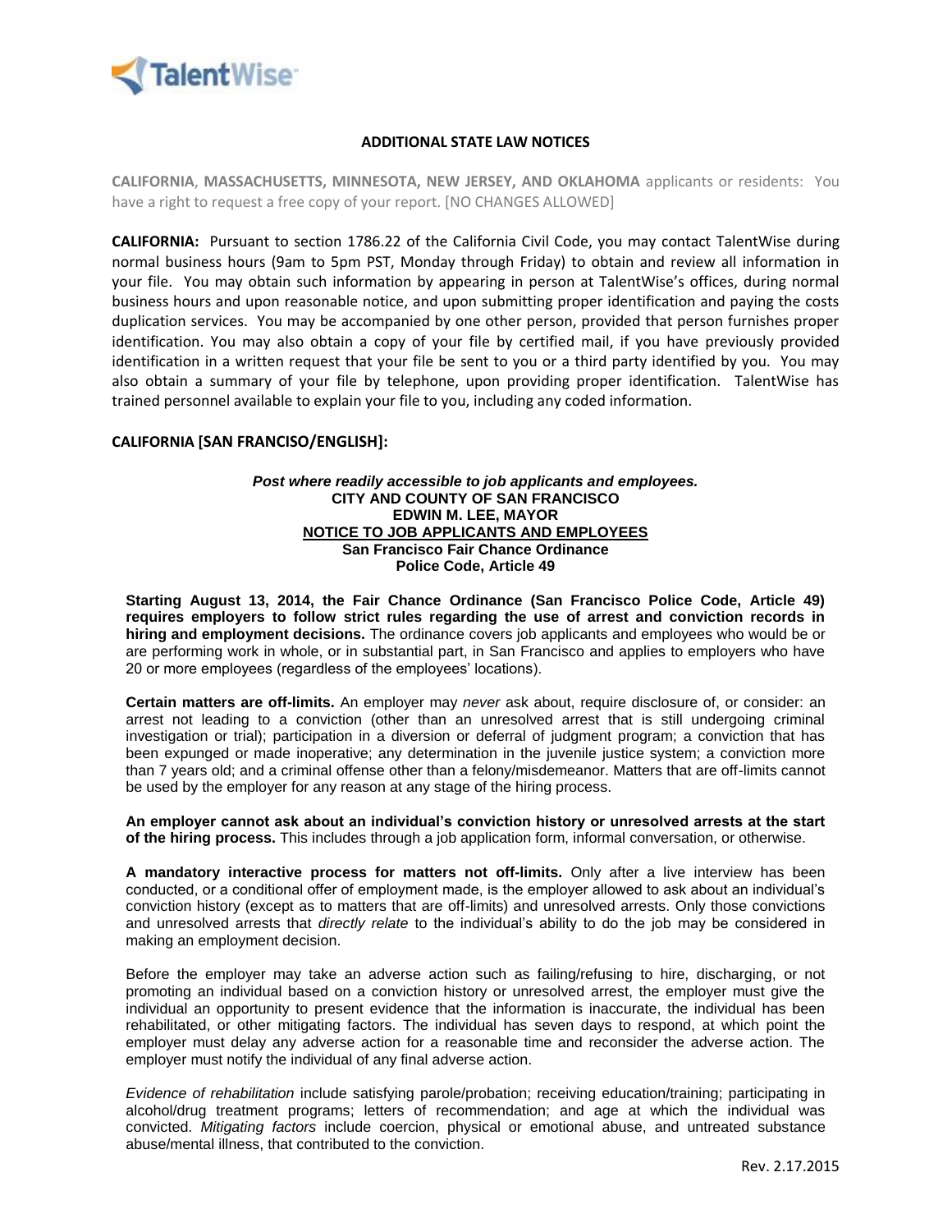TalentWise

## ADDITIONAL STATE LAW NOTICES

**CALIFORNIA**, **MASSACHUSETTS, MINNESOTA, NEW JERSEY, AND OKLAHOMA** applicants or residents: You have a right to request a free copy of your report. [NO CHANGES ALLOWED]

**CALIFORNIA:** Pursuant to section 1786.22 of the California Civil Code, you may contact TalentWise during normal business hours (9am to 5pm PST, Monday through Friday) to obtain and review all information in your file. You may obtain such information by appearing in person at TalentWise's offices, during normal business hours and upon reasonable notice, and upon submitting proper identification and paying the costs duplication services. You may be accompanied by one other person, provided that person furnishes proper identification. You may also obtain a copy of your file by certified mail, if you have previously provided identification in a written request that your file be sent to you or a third party identified by you. You may also obtain a summary of your file by telephone, upon providing proper identification. TalentWise has trained personnel available to explain your file to you, including any coded information.

**CALIFORNIA [SAN FRANCISO/ENGLISH]:**

***Post where readily accessible to job applicants and employees.***
**CITY AND COUNTY OF SAN FRANCISCO**
**EDWIN M. LEE, MAYOR**
**NOTICE TO JOB APPLICANTS AND EMPLOYEES**
**San Francisco Fair Chance Ordinance**
**Police Code, Article 49**

**Starting August 13, 2014, the Fair Chance Ordinance (San Francisco Police Code, Article 49) requires employers to follow strict rules regarding the use of arrest and conviction records in hiring and employment decisions.** The ordinance covers job applicants and employees who would be or are performing work in whole, or in substantial part, in San Francisco and applies to employers who have 20 or more employees (regardless of the employees' locations).

**Certain matters are off-limits.** An employer may *never* ask about, require disclosure of, or consider: an arrest not leading to a conviction (other than an unresolved arrest that is still undergoing criminal investigation or trial); participation in a diversion or deferral of judgment program; a conviction that has been expunged or made inoperative; any determination in the juvenile justice system; a conviction more than 7 years old; and a criminal offense other than a felony/misdemeanor. Matters that are off-limits cannot be used by the employer for any reason at any stage of the hiring process.

**An employer cannot ask about an individual's conviction history or unresolved arrests at the start of the hiring process.** This includes through a job application form, informal conversation, or otherwise.

**A mandatory interactive process for matters not off-limits.** Only after a live interview has been conducted, or a conditional offer of employment made, is the employer allowed to ask about an individual's conviction history (except as to matters that are off-limits) and unresolved arrests. Only those convictions and unresolved arrests that *directly relate* to the individual's ability to do the job may be considered in making an employment decision.

Before the employer may take an adverse action such as failing/refusing to hire, discharging, or not promoting an individual based on a conviction history or unresolved arrest, the employer must give the individual an opportunity to present evidence that the information is inaccurate, the individual has been rehabilitated, or other mitigating factors. The individual has seven days to respond, at which point the employer must delay any adverse action for a reasonable time and reconsider the adverse action. The employer must notify the individual of any final adverse action.

*Evidence of rehabilitation* include satisfying parole/probation; receiving education/training; participating in alcohol/drug treatment programs; letters of recommendation; and age at which the individual was convicted. *Mitigating factors* include coercion, physical or emotional abuse, and untreated substance abuse/mental illness, that contributed to the conviction.

Rev. 2.17.2015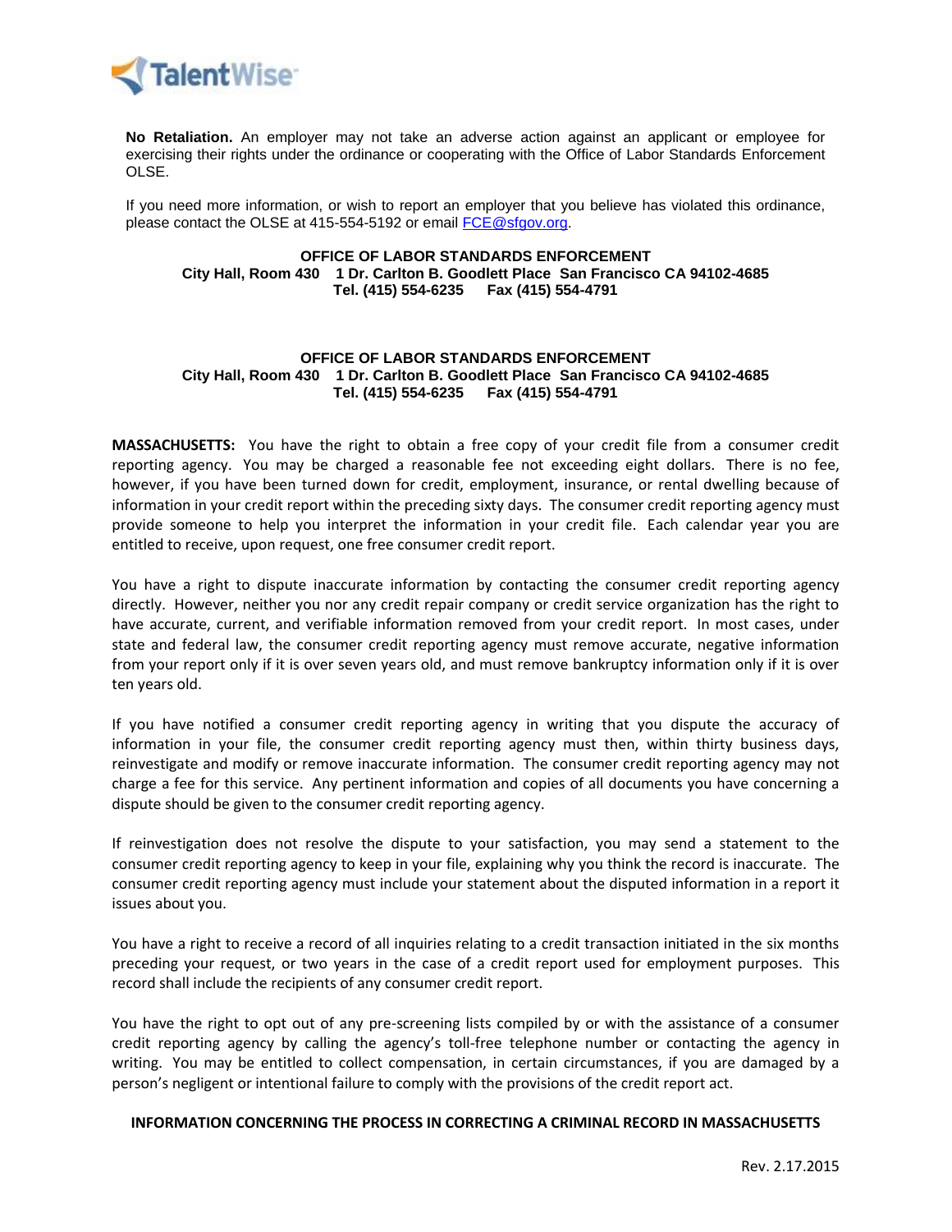**No Retaliation.** An employer may not take an adverse action against an applicant or employee for exercising their rights under the ordinance or cooperating with the Office of Labor Standards Enforcement OLSE.

If you need more information, or wish to report an employer that you believe has violated this ordinance, please contact the OLSE at 415-554-5192 or email [FCE@sfgov.org](mailto:FCE@sfgov.org).

**OFFICE OF LABOR STANDARDS ENFORCEMENT**
**City Hall, Room 430 1 Dr. Carlton B. Goodlett Place San Francisco CA 94102-4685**
**Tel. (415) 554-6235 Fax (415) 554-4791**

**OFFICE OF LABOR STANDARDS ENFORCEMENT**
**City Hall, Room 430 1 Dr. Carlton B. Goodlett Place San Francisco CA 94102-4685**
**Tel. (415) 554-6235 Fax (415) 554-4791**

**MASSACHUSETTS:** You have the right to obtain a free copy of your credit file from a consumer credit reporting agency. You may be charged a reasonable fee not exceeding eight dollars. There is no fee, however, if you have been turned down for credit, employment, insurance, or rental dwelling because of information in your credit report within the preceding sixty days. The consumer credit reporting agency must provide someone to help you interpret the information in your credit file. Each calendar year you are entitled to receive, upon request, one free consumer credit report.

You have a right to dispute inaccurate information by contacting the consumer credit reporting agency directly. However, neither you nor any credit repair company or credit service organization has the right to have accurate, current, and verifiable information removed from your credit report. In most cases, under state and federal law, the consumer credit reporting agency must remove accurate, negative information from your report only if it is over seven years old, and must remove bankruptcy information only if it is over ten years old.

If you have notified a consumer credit reporting agency in writing that you dispute the accuracy of information in your file, the consumer credit reporting agency must then, within thirty business days, reinvestigate and modify or remove inaccurate information. The consumer credit reporting agency may not charge a fee for this service. Any pertinent information and copies of all documents you have concerning a dispute should be given to the consumer credit reporting agency.

If reinvestigation does not resolve the dispute to your satisfaction, you may send a statement to the consumer credit reporting agency to keep in your file, explaining why you think the record is inaccurate. The consumer credit reporting agency must include your statement about the disputed information in a report it issues about you.

You have a right to receive a record of all inquiries relating to a credit transaction initiated in the six months preceding your request, or two years in the case of a credit report used for employment purposes. This record shall include the recipients of any consumer credit report.

You have the right to opt out of any pre-screening lists compiled by or with the assistance of a consumer credit reporting agency by calling the agency's toll-free telephone number or contacting the agency in writing. You may be entitled to collect compensation, in certain circumstances, if you are damaged by a person's negligent or intentional failure to comply with the provisions of the credit report act.

**INFORMATION CONCERNING THE PROCESS IN CORRECTING A CRIMINAL RECORD IN MASSACHUSETTS**

Rev. 2.17.2015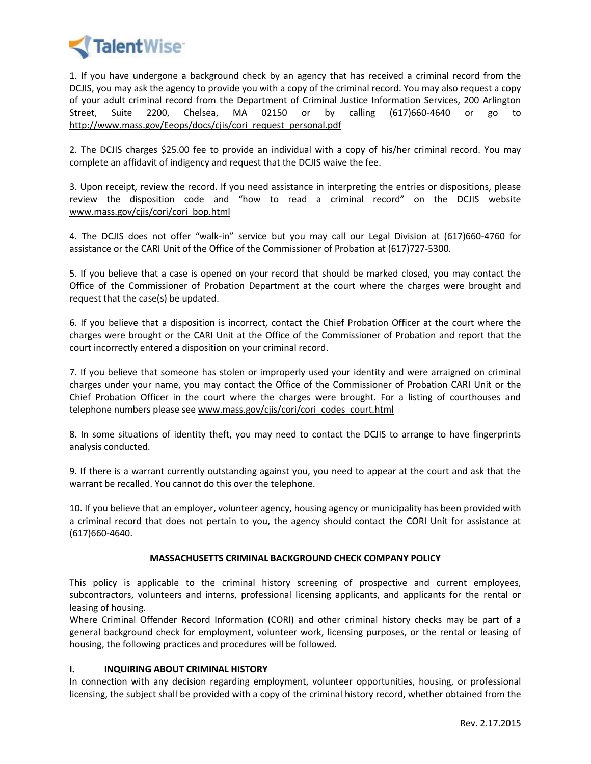1. If you have undergone a background check by an agency that has received a criminal record from the DCJIS, you may ask the agency to provide you with a copy of the criminal record. You may also request a copy of your adult criminal record from the Department of Criminal Justice Information Services, 200 Arlington Street, Suite 2200, Chelsea, MA 02150 or by calling (617)660-4640 or go to http://www.mass.gov/Eeops/docs/cjis/cori_request_personal.pdf

2. The DCJIS charges $25.00 fee to provide an individual with a copy of his/her criminal record. You may complete an affidavit of indigency and request that the DCJIS waive the fee.

3. Upon receipt, review the record. If you need assistance in interpreting the entries or dispositions, please review the disposition code and "how to read a criminal record" on the DCJIS website www.mass.gov/cjis/cori/cori_bop.html

4. The DCJIS does not offer "walk-in" service but you may call our Legal Division at (617)660-4760 for assistance or the CARI Unit of the Office of the Commissioner of Probation at (617)727-5300.

5. If you believe that a case is opened on your record that should be marked closed, you may contact the Office of the Commissioner of Probation Department at the court where the charges were brought and request that the case(s) be updated.

6. If you believe that a disposition is incorrect, contact the Chief Probation Officer at the court where the charges were brought or the CARI Unit at the Office of the Commissioner of Probation and report that the court incorrectly entered a disposition on your criminal record.

7. If you believe that someone has stolen or improperly used your identity and were arraigned on criminal charges under your name, you may contact the Office of the Commissioner of Probation CARI Unit or the Chief Probation Officer in the court where the charges were brought. For a listing of courthouses and telephone numbers please see www.mass.gov/cjis/cori/cori_codes_court.html

8. In some situations of identity theft, you may need to contact the DCJIS to arrange to have fingerprints analysis conducted.

9. If there is a warrant currently outstanding against you, you need to appear at the court and ask that the warrant be recalled. You cannot do this over the telephone.

10. If you believe that an employer, volunteer agency, housing agency or municipality has been provided with a criminal record that does not pertain to you, the agency should contact the CORI Unit for assistance at (617)660-4640.

## MASSACHUSETTS CRIMINAL BACKGROUND CHECK COMPANY POLICY

This policy is applicable to the criminal history screening of prospective and current employees, subcontractors, volunteers and interns, professional licensing applicants, and applicants for the rental or leasing of housing.

Where Criminal Offender Record Information (CORI) and other criminal history checks may be part of a general background check for employment, volunteer work, licensing purposes, or the rental or leasing of housing, the following practices and procedures will be followed.

### I. INQUIRING ABOUT CRIMINAL HISTORY

In connection with any decision regarding employment, volunteer opportunities, housing, or professional licensing, the subject shall be provided with a copy of the criminal history record, whether obtained from the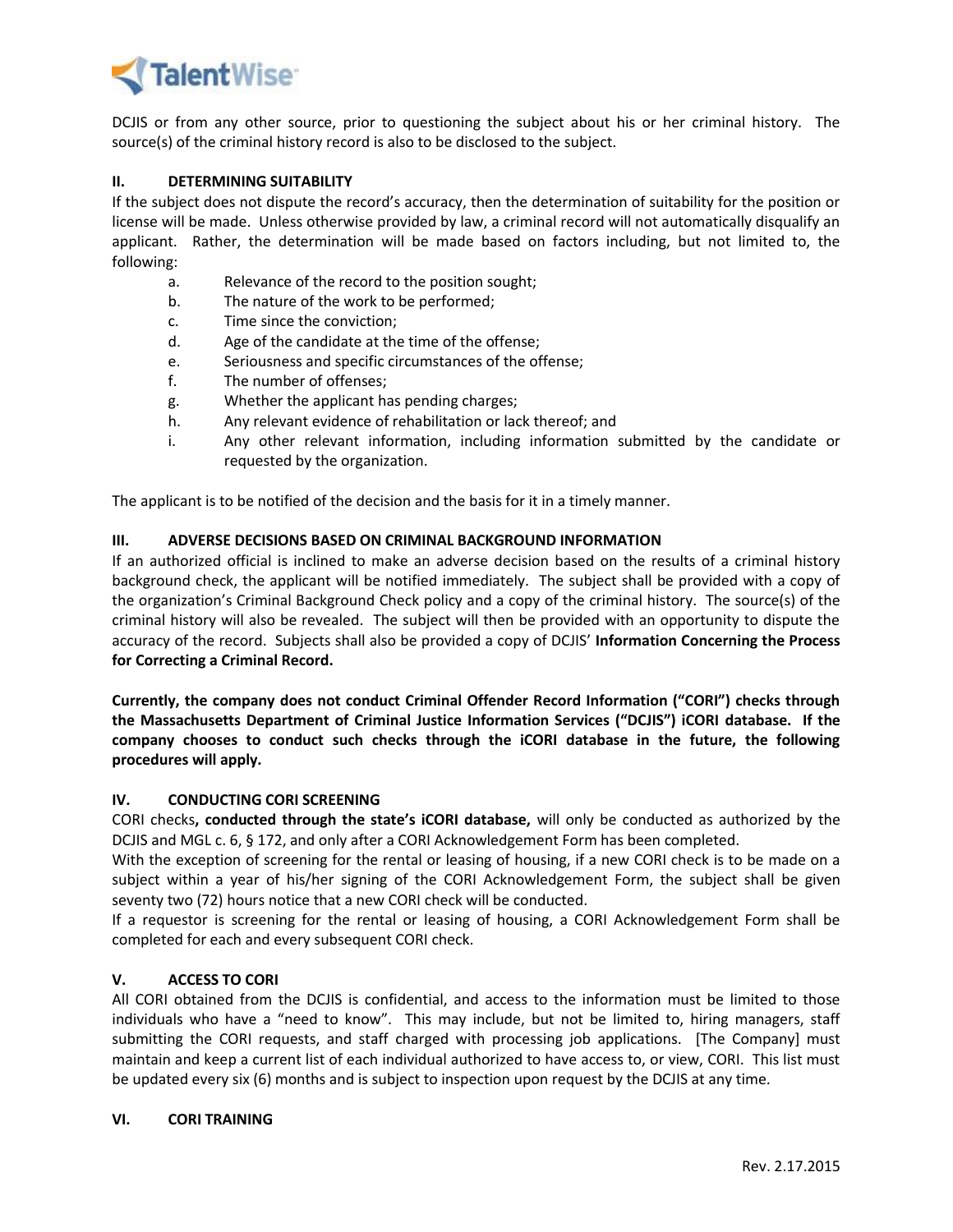DCJIS or from any other source, prior to questioning the subject about his or her criminal history. The source(s) of the criminal history record is also to be disclosed to the subject.

### II. DETERMINING SUITABILITY

If the subject does not dispute the record's accuracy, then the determination of suitability for the position or license will be made. Unless otherwise provided by law, a criminal record will not automatically disqualify an applicant. Rather, the determination will be made based on factors including, but not limited to, the following:

a. Relevance of the record to the position sought;
b. The nature of the work to be performed;
c. Time since the conviction;
d. Age of the candidate at the time of the offense;
e. Seriousness and specific circumstances of the offense;
f. The number of offenses;
g. Whether the applicant has pending charges;
h. Any relevant evidence of rehabilitation or lack thereof; and
i. Any other relevant information, including information submitted by the candidate or requested by the organization.

The applicant is to be notified of the decision and the basis for it in a timely manner.

### III. ADVERSE DECISIONS BASED ON CRIMINAL BACKGROUND INFORMATION

If an authorized official is inclined to make an adverse decision based on the results of a criminal history background check, the applicant will be notified immediately. The subject shall be provided with a copy of the organization's Criminal Background Check policy and a copy of the criminal history. The source(s) of the criminal history will also be revealed. The subject will then be provided with an opportunity to dispute the accuracy of the record. Subjects shall also be provided a copy of DCJIS' **Information Concerning the Process for Correcting a Criminal Record.**

**Currently, the company does not conduct Criminal Offender Record Information ("CORI") checks through the Massachusetts Department of Criminal Justice Information Services ("DCJIS") iCORI database. If the company chooses to conduct such checks through the iCORI database in the future, the following procedures will apply.**

### IV. CONDUCTING CORI SCREENING

CORI checks**, conducted through the state's iCORI database,** will only be conducted as authorized by the DCJIS and MGL c. 6, § 172, and only after a CORI Acknowledgement Form has been completed.

With the exception of screening for the rental or leasing of housing, if a new CORI check is to be made on a subject within a year of his/her signing of the CORI Acknowledgement Form, the subject shall be given seventy two (72) hours notice that a new CORI check will be conducted.

If a requestor is screening for the rental or leasing of housing, a CORI Acknowledgement Form shall be completed for each and every subsequent CORI check.

### V. ACCESS TO CORI

All CORI obtained from the DCJIS is confidential, and access to the information must be limited to those individuals who have a "need to know". This may include, but not be limited to, hiring managers, staff submitting the CORI requests, and staff charged with processing job applications. [The Company] must maintain and keep a current list of each individual authorized to have access to, or view, CORI. This list must be updated every six (6) months and is subject to inspection upon request by the DCJIS at any time.

### VI. CORI TRAINING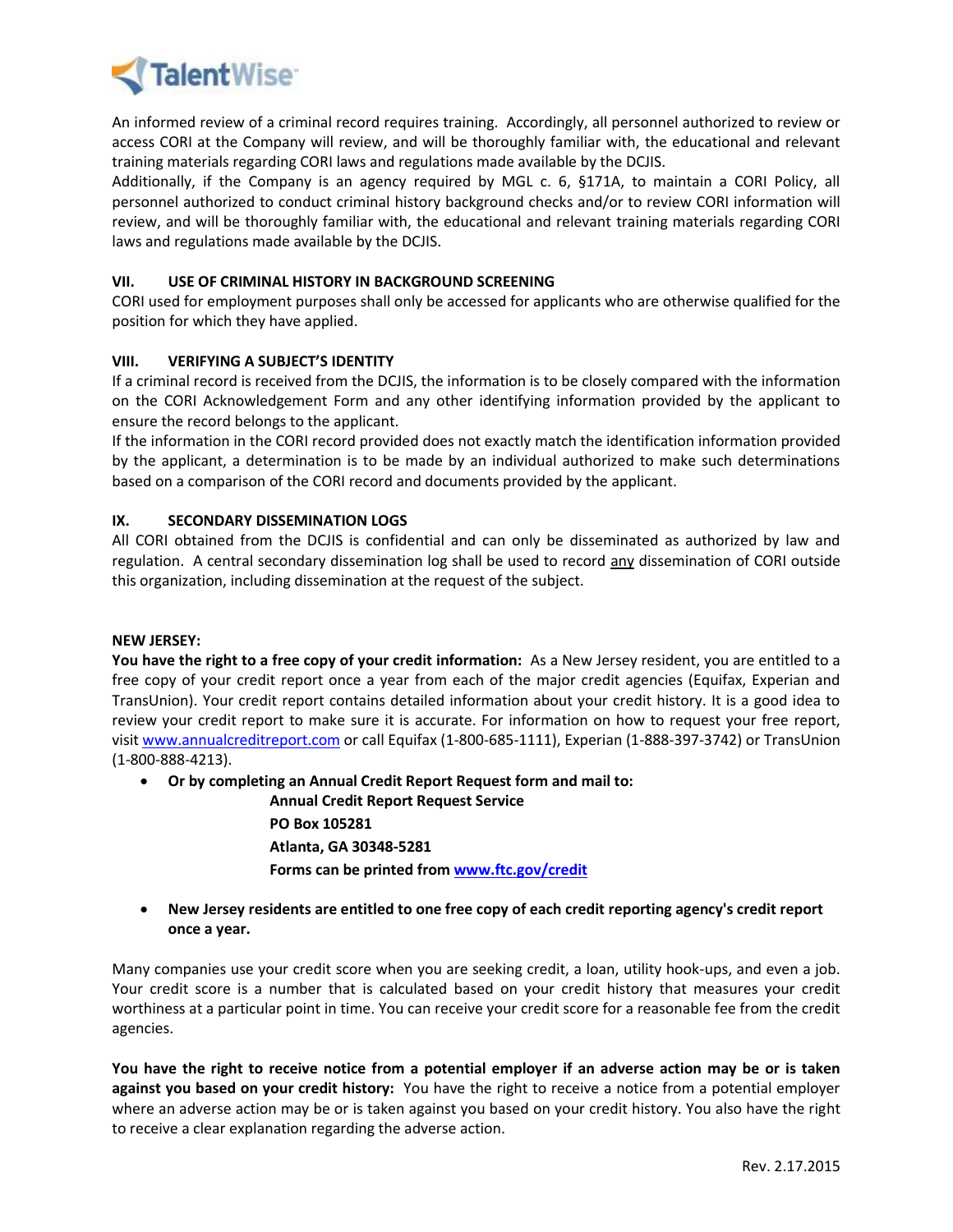An informed review of a criminal record requires training. Accordingly, all personnel authorized to review or access CORI at the Company will review, and will be thoroughly familiar with, the educational and relevant training materials regarding CORI laws and regulations made available by the DCJIS.
Additionally, if the Company is an agency required by MGL c. 6, §171A, to maintain a CORI Policy, all personnel authorized to conduct criminal history background checks and/or to review CORI information will review, and will be thoroughly familiar with, the educational and relevant training materials regarding CORI laws and regulations made available by the DCJIS.

### VII. USE OF CRIMINAL HISTORY IN BACKGROUND SCREENING

CORI used for employment purposes shall only be accessed for applicants who are otherwise qualified for the position for which they have applied.

### VIII. VERIFYING A SUBJECT'S IDENTITY

If a criminal record is received from the DCJIS, the information is to be closely compared with the information on the CORI Acknowledgement Form and any other identifying information provided by the applicant to ensure the record belongs to the applicant.
If the information in the CORI record provided does not exactly match the identification information provided by the applicant, a determination is to be made by an individual authorized to make such determinations based on a comparison of the CORI record and documents provided by the applicant.

### IX. SECONDARY DISSEMINATION LOGS

All CORI obtained from the DCJIS is confidential and can only be disseminated as authorized by law and regulation. A central secondary dissemination log shall be used to record any dissemination of CORI outside this organization, including dissemination at the request of the subject.

**NEW JERSEY:**

**You have the right to a free copy of your credit information:** As a New Jersey resident, you are entitled to a free copy of your credit report once a year from each of the major credit agencies (Equifax, Experian and TransUnion). Your credit report contains detailed information about your credit history. It is a good idea to review your credit report to make sure it is accurate. For information on how to request your free report, visit www.annualcreditreport.com or call Equifax (1-800-685-1111), Experian (1-888-397-3742) or TransUnion (1-800-888-4213).

- **Or by completing an Annual Credit Report Request form and mail to:**
  **Annual Credit Report Request Service**
  **PO Box 105281**
  **Atlanta, GA 30348-5281**
  **Forms can be printed from www.ftc.gov/credit**

- **New Jersey residents are entitled to one free copy of each credit reporting agency's credit report once a year.**

Many companies use your credit score when you are seeking credit, a loan, utility hook-ups, and even a job. Your credit score is a number that is calculated based on your credit history that measures your credit worthiness at a particular point in time. You can receive your credit score for a reasonable fee from the credit agencies.

**You have the right to receive notice from a potential employer if an adverse action may be or is taken against you based on your credit history:** You have the right to receive a notice from a potential employer where an adverse action may be or is taken against you based on your credit history. You also have the right to receive a clear explanation regarding the adverse action.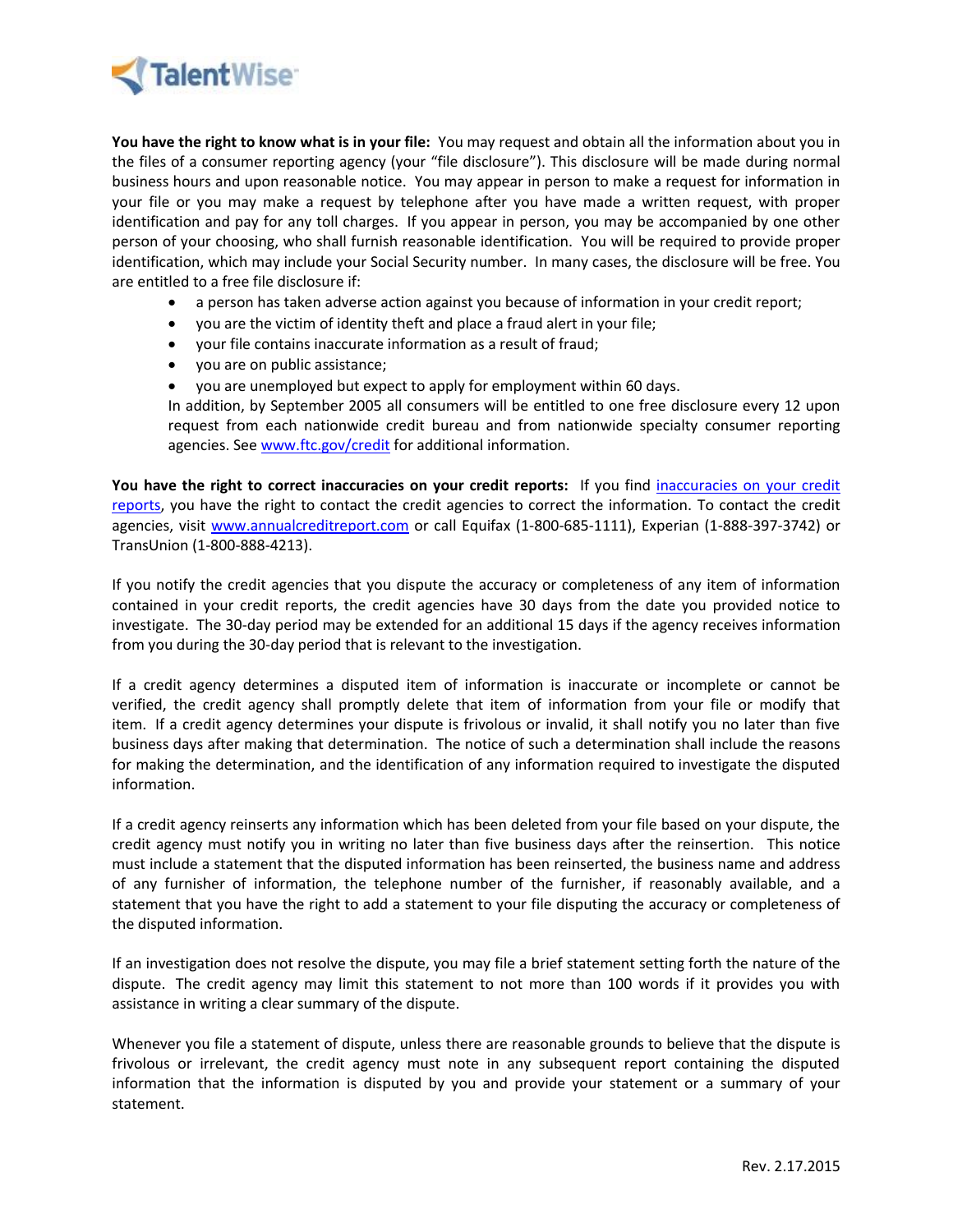**You have the right to know what is in your file:** You may request and obtain all the information about you in the files of a consumer reporting agency (your "file disclosure"). This disclosure will be made during normal business hours and upon reasonable notice. You may appear in person to make a request for information in your file or you may make a request by telephone after you have made a written request, with proper identification and pay for any toll charges. If you appear in person, you may be accompanied by one other person of your choosing, who shall furnish reasonable identification. You will be required to provide proper identification, which may include your Social Security number. In many cases, the disclosure will be free. You are entitled to a free file disclosure if:

- a person has taken adverse action against you because of information in your credit report;
- you are the victim of identity theft and place a fraud alert in your file;
- your file contains inaccurate information as a result of fraud;
- you are on public assistance;
- you are unemployed but expect to apply for employment within 60 days.

In addition, by September 2005 all consumers will be entitled to one free disclosure every 12 upon request from each nationwide credit bureau and from nationwide specialty consumer reporting agencies. See www.ftc.gov/credit for additional information.

**You have the right to correct inaccuracies on your credit reports:** If you find inaccuracies on your credit reports, you have the right to contact the credit agencies to correct the information. To contact the credit agencies, visit www.annualcreditreport.com or call Equifax (1-800-685-1111), Experian (1-888-397-3742) or TransUnion (1-800-888-4213).

If you notify the credit agencies that you dispute the accuracy or completeness of any item of information contained in your credit reports, the credit agencies have 30 days from the date you provided notice to investigate. The 30-day period may be extended for an additional 15 days if the agency receives information from you during the 30-day period that is relevant to the investigation.

If a credit agency determines a disputed item of information is inaccurate or incomplete or cannot be verified, the credit agency shall promptly delete that item of information from your file or modify that item. If a credit agency determines your dispute is frivolous or invalid, it shall notify you no later than five business days after making that determination. The notice of such a determination shall include the reasons for making the determination, and the identification of any information required to investigate the disputed information.

If a credit agency reinserts any information which has been deleted from your file based on your dispute, the credit agency must notify you in writing no later than five business days after the reinsertion. This notice must include a statement that the disputed information has been reinserted, the business name and address of any furnisher of information, the telephone number of the furnisher, if reasonably available, and a statement that you have the right to add a statement to your file disputing the accuracy or completeness of the disputed information.

If an investigation does not resolve the dispute, you may file a brief statement setting forth the nature of the dispute. The credit agency may limit this statement to not more than 100 words if it provides you with assistance in writing a clear summary of the dispute.

Whenever you file a statement of dispute, unless there are reasonable grounds to believe that the dispute is frivolous or irrelevant, the credit agency must note in any subsequent report containing the disputed information that the information is disputed by you and provide your statement or a summary of your statement.

Rev. 2.17.2015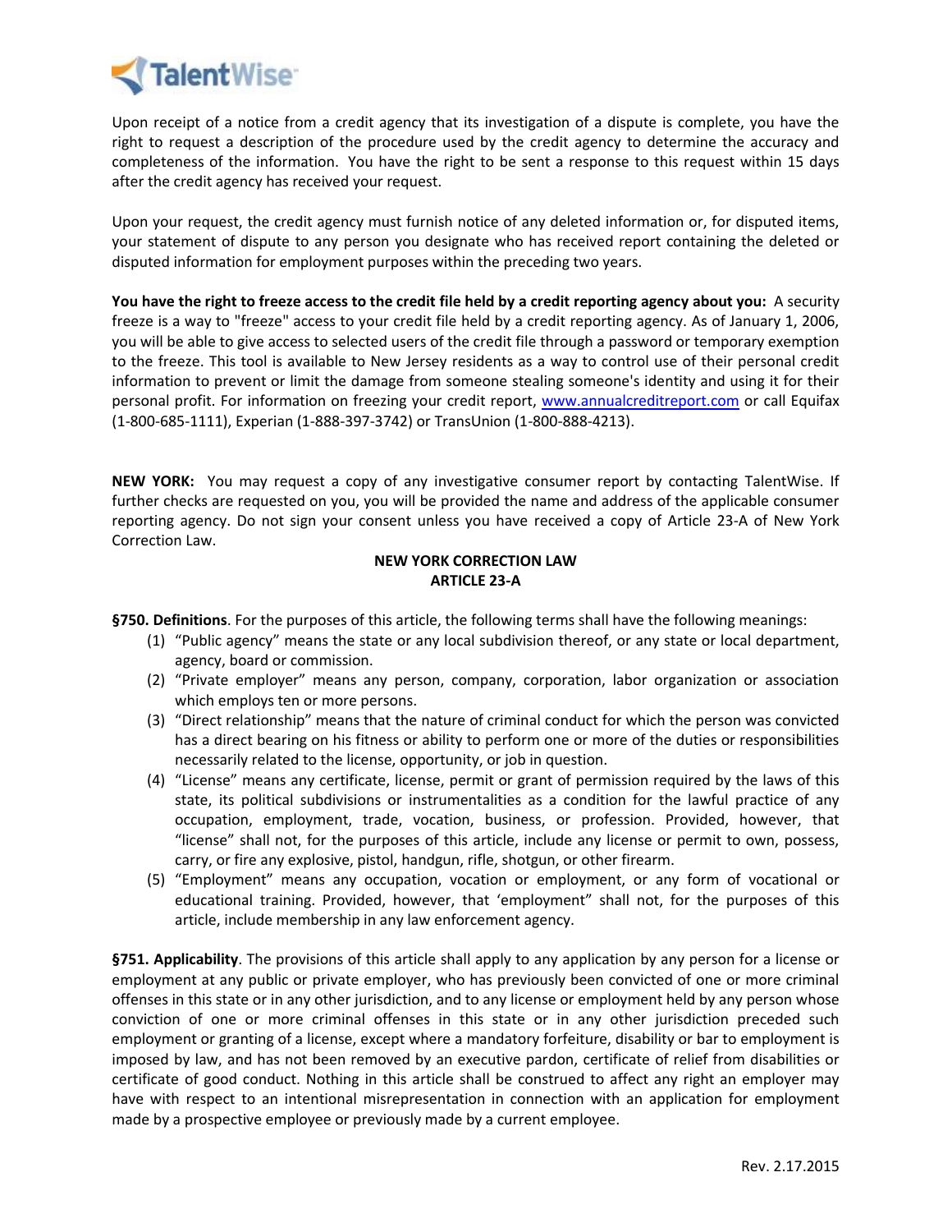Upon receipt of a notice from a credit agency that its investigation of a dispute is complete, you have the right to request a description of the procedure used by the credit agency to determine the accuracy and completeness of the information. You have the right to be sent a response to this request within 15 days after the credit agency has received your request.

Upon your request, the credit agency must furnish notice of any deleted information or, for disputed items, your statement of dispute to any person you designate who has received report containing the deleted or disputed information for employment purposes within the preceding two years.

**You have the right to freeze access to the credit file held by a credit reporting agency about you:** A security freeze is a way to "freeze" access to your credit file held by a credit reporting agency. As of January 1, 2006, you will be able to give access to selected users of the credit file through a password or temporary exemption to the freeze. This tool is available to New Jersey residents as a way to control use of their personal credit information to prevent or limit the damage from someone stealing someone's identity and using it for their personal profit. For information on freezing your credit report, [www.annualcreditreport.com](http://www.annualcreditreport.com) or call Equifax (1-800-685-1111), Experian (1-888-397-3742) or TransUnion (1-800-888-4213).

**NEW YORK:** You may request a copy of any investigative consumer report by contacting TalentWise. If further checks are requested on you, you will be provided the name and address of the applicable consumer reporting agency. Do not sign your consent unless you have received a copy of Article 23-A of New York Correction Law.

**NEW YORK CORRECTION LAW**
**ARTICLE 23-A**

**§750. Definitions**. For the purposes of this article, the following terms shall have the following meanings:

(1) "Public agency" means the state or any local subdivision thereof, or any state or local department, agency, board or commission.
(2) "Private employer" means any person, company, corporation, labor organization or association which employs ten or more persons.
(3) "Direct relationship" means that the nature of criminal conduct for which the person was convicted has a direct bearing on his fitness or ability to perform one or more of the duties or responsibilities necessarily related to the license, opportunity, or job in question.
(4) "License" means any certificate, license, permit or grant of permission required by the laws of this state, its political subdivisions or instrumentalities as a condition for the lawful practice of any occupation, employment, trade, vocation, business, or profession. Provided, however, that "license" shall not, for the purposes of this article, include any license or permit to own, possess, carry, or fire any explosive, pistol, handgun, rifle, shotgun, or other firearm.
(5) "Employment" means any occupation, vocation or employment, or any form of vocational or educational training. Provided, however, that 'employment" shall not, for the purposes of this article, include membership in any law enforcement agency.

**§751. Applicability**. The provisions of this article shall apply to any application by any person for a license or employment at any public or private employer, who has previously been convicted of one or more criminal offenses in this state or in any other jurisdiction, and to any license or employment held by any person whose conviction of one or more criminal offenses in this state or in any other jurisdiction preceded such employment or granting of a license, except where a mandatory forfeiture, disability or bar to employment is imposed by law, and has not been removed by an executive pardon, certificate of relief from disabilities or certificate of good conduct. Nothing in this article shall be construed to affect any right an employer may have with respect to an intentional misrepresentation in connection with an application for employment made by a prospective employee or previously made by a current employee.

Rev. 2.17.2015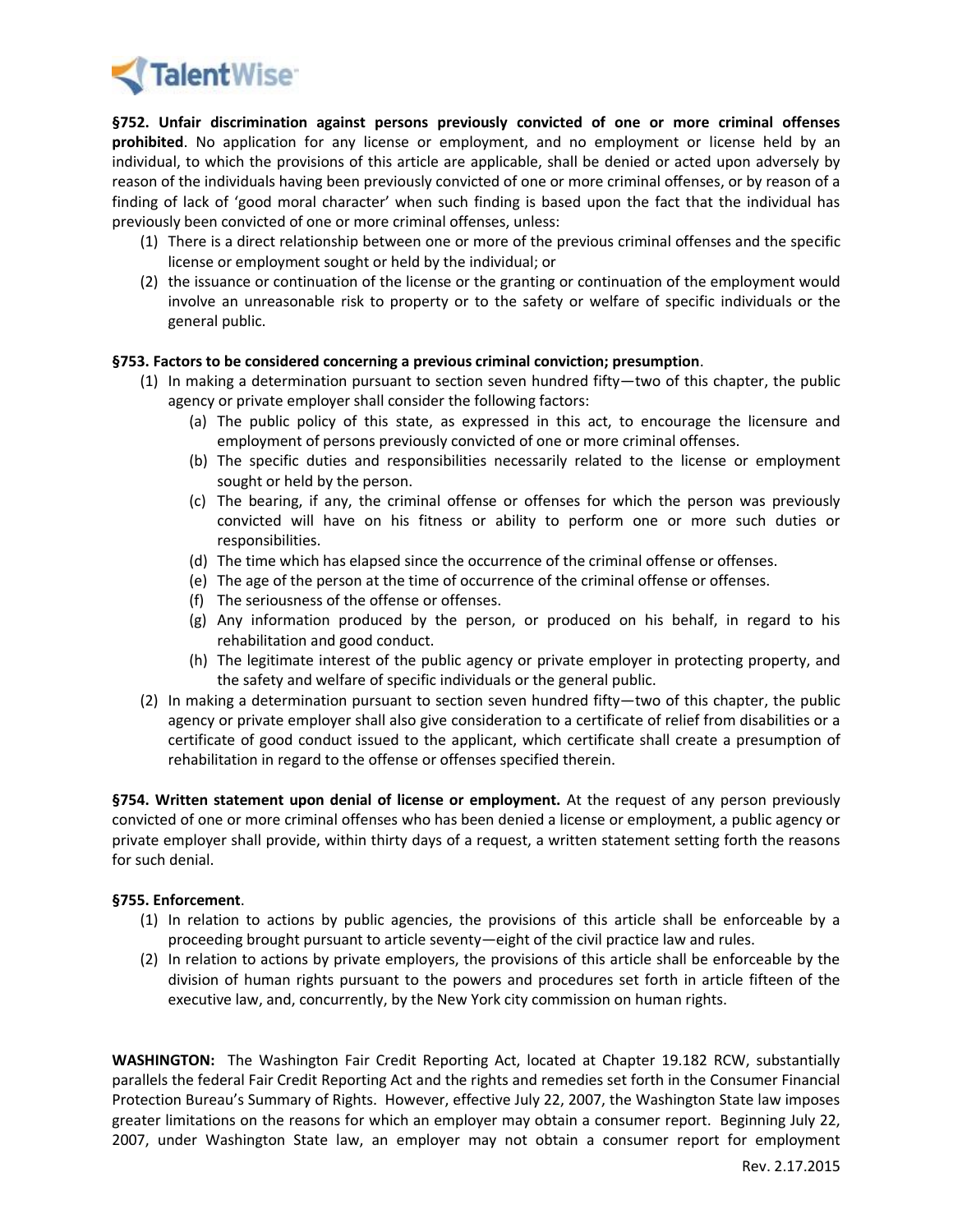**§752. Unfair discrimination against persons previously convicted of one or more criminal offenses prohibited**. No application for any license or employment, and no employment or license held by an individual, to which the provisions of this article are applicable, shall be denied or acted upon adversely by reason of the individuals having been previously convicted of one or more criminal offenses, or by reason of a finding of lack of 'good moral character' when such finding is based upon the fact that the individual has previously been convicted of one or more criminal offenses, unless:

(1) There is a direct relationship between one or more of the previous criminal offenses and the specific license or employment sought or held by the individual; or
(2) the issuance or continuation of the license or the granting or continuation of the employment would involve an unreasonable risk to property or to the safety or welfare of specific individuals or the general public.

**§753. Factors to be considered concerning a previous criminal conviction; presumption**.

(1) In making a determination pursuant to section seven hundred fifty—two of this chapter, the public agency or private employer shall consider the following factors:
    (a) The public policy of this state, as expressed in this act, to encourage the licensure and employment of persons previously convicted of one or more criminal offenses.
    (b) The specific duties and responsibilities necessarily related to the license or employment sought or held by the person.
    (c) The bearing, if any, the criminal offense or offenses for which the person was previously convicted will have on his fitness or ability to perform one or more such duties or responsibilities.
    (d) The time which has elapsed since the occurrence of the criminal offense or offenses.
    (e) The age of the person at the time of occurrence of the criminal offense or offenses.
    (f) The seriousness of the offense or offenses.
    (g) Any information produced by the person, or produced on his behalf, in regard to his rehabilitation and good conduct.
    (h) The legitimate interest of the public agency or private employer in protecting property, and the safety and welfare of specific individuals or the general public.
(2) In making a determination pursuant to section seven hundred fifty—two of this chapter, the public agency or private employer shall also give consideration to a certificate of relief from disabilities or a certificate of good conduct issued to the applicant, which certificate shall create a presumption of rehabilitation in regard to the offense or offenses specified therein.

**§754. Written statement upon denial of license or employment.** At the request of any person previously convicted of one or more criminal offenses who has been denied a license or employment, a public agency or private employer shall provide, within thirty days of a request, a written statement setting forth the reasons for such denial.

**§755. Enforcement**.

(1) In relation to actions by public agencies, the provisions of this article shall be enforceable by a proceeding brought pursuant to article seventy—eight of the civil practice law and rules.
(2) In relation to actions by private employers, the provisions of this article shall be enforceable by the division of human rights pursuant to the powers and procedures set forth in article fifteen of the executive law, and, concurrently, by the New York city commission on human rights.

**WASHINGTON:** The Washington Fair Credit Reporting Act, located at Chapter 19.182 RCW, substantially parallels the federal Fair Credit Reporting Act and the rights and remedies set forth in the Consumer Financial Protection Bureau's Summary of Rights. However, effective July 22, 2007, the Washington State law imposes greater limitations on the reasons for which an employer may obtain a consumer report. Beginning July 22, 2007, under Washington State law, an employer may not obtain a consumer report for employment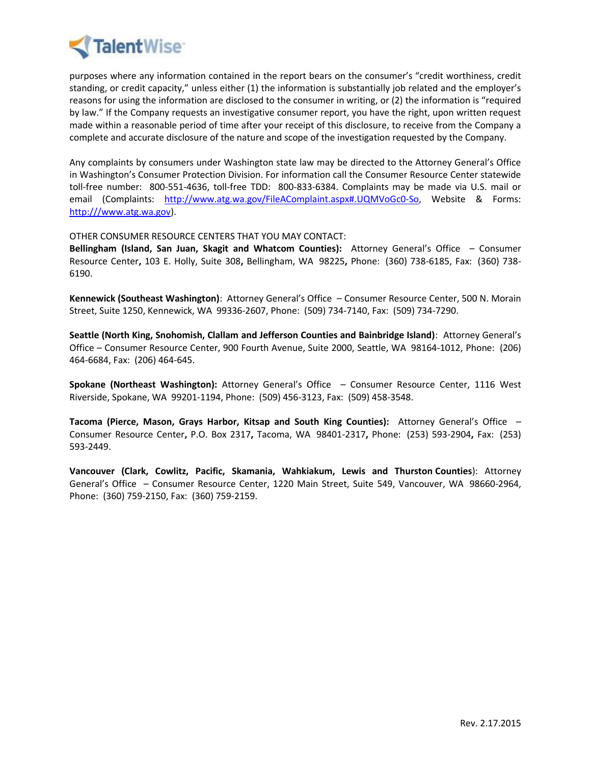purposes where any information contained in the report bears on the consumer's "credit worthiness, credit standing, or credit capacity," unless either (1) the information is substantially job related and the employer's reasons for using the information are disclosed to the consumer in writing, or (2) the information is "required by law." If the Company requests an investigative consumer report, you have the right, upon written request made within a reasonable period of time after your receipt of this disclosure, to receive from the Company a complete and accurate disclosure of the nature and scope of the investigation requested by the Company.

Any complaints by consumers under Washington state law may be directed to the Attorney General's Office in Washington's Consumer Protection Division. For information call the Consumer Resource Center statewide toll-free number: 800-551-4636, toll-free TDD: 800-833-6384. Complaints may be made via U.S. mail or email (Complaints: [http://www.atg.wa.gov/FileAComplaint.aspx#.UQMVoGc0-So](http://www.atg.wa.gov/FileAComplaint.aspx#.UQMVoGc0-So), Website & Forms: [http:///www.atg.wa.gov](http:///www.atg.wa.gov)).

OTHER CONSUMER RESOURCE CENTERS THAT YOU MAY CONTACT:

**Bellingham (Island, San Juan, Skagit and Whatcom Counties):** Attorney General's Office – Consumer Resource Center**,** 103 E. Holly, Suite 308**,** Bellingham, WA 98225**,** Phone: (360) 738-6185, Fax: (360) 738-6190.

**Kennewick (Southeast Washington)**: Attorney General's Office – Consumer Resource Center, 500 N. Morain Street, Suite 1250, Kennewick, WA 99336-2607, Phone: (509) 734-7140, Fax: (509) 734-7290.

**Seattle (North King, Snohomish, Clallam and Jefferson Counties and Bainbridge Island)**: Attorney General's Office – Consumer Resource Center, 900 Fourth Avenue, Suite 2000, Seattle, WA 98164-1012, Phone: (206) 464-6684, Fax: (206) 464-645.

**Spokane (Northeast Washington):** Attorney General's Office – Consumer Resource Center, 1116 West Riverside, Spokane, WA 99201-1194, Phone: (509) 456-3123, Fax: (509) 458-3548.

**Tacoma (Pierce, Mason, Grays Harbor, Kitsap and South King Counties):** Attorney General's Office – Consumer Resource Center**,** P.O. Box 2317**,** Tacoma, WA 98401-2317**,** Phone: (253) 593-2904**,** Fax: (253) 593-2449.

**Vancouver (Clark, Cowlitz, Pacific, Skamania, Wahkiakum, Lewis and Thurston Counties**): Attorney General's Office – Consumer Resource Center, 1220 Main Street, Suite 549, Vancouver, WA 98660-2964, Phone: (360) 759-2150, Fax: (360) 759-2159.

Rev. 2.17.2015